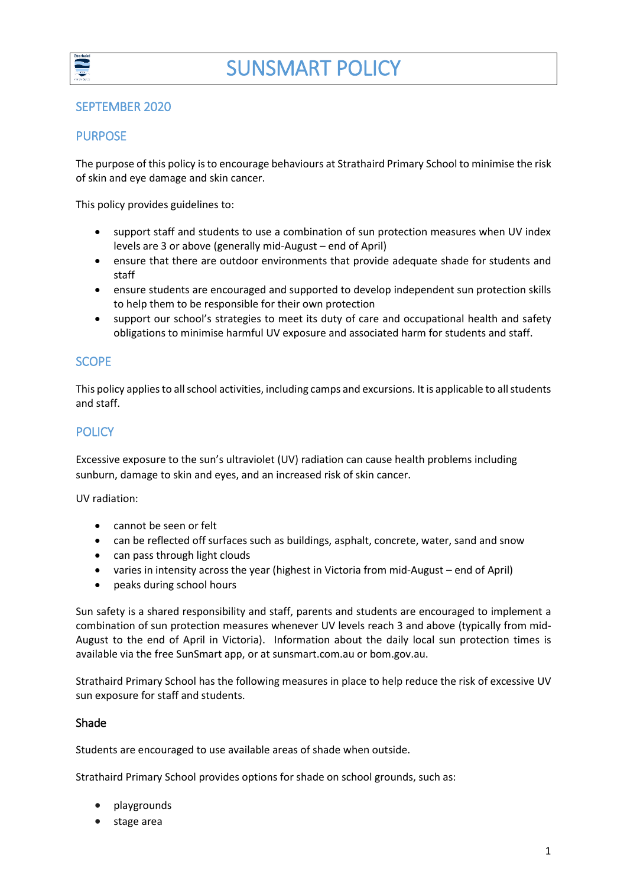# SUNSMART POLICY

## SEPTEMBER 2020

## PURPOSE

The purpose of this policy is to encourage behaviours at Strathaird Primary School to minimise the risk of skin and eye damage and skin cancer.

This policy provides guidelines to:

- support staff and students to use a combination of sun protection measures when UV index levels are 3 or above (generally mid-August – end of April)
- ensure that there are outdoor environments that provide adequate shade for students and staff
- ensure students are encouraged and supported to develop independent sun protection skills to help them to be responsible for their own protection
- support our school's strategies to meet its duty of care and occupational health and safety obligations to minimise harmful UV exposure and associated harm for students and staff.

## SCOPE

This policy applies to all school activities, including camps and excursions. It is applicable to all students and staff.

## POLICY

Excessive exposure to the sun's ultraviolet (UV) radiation can cause health problems including sunburn, damage to skin and eyes, and an increased risk of skin cancer.

UV radiation:

- cannot be seen or felt
- can be reflected off surfaces such as buildings, asphalt, concrete, water, sand and snow
- can pass through light clouds
- varies in intensity across the year (highest in Victoria from mid-August – end of April)
- peaks during school hours

Sun safety is a shared responsibility and staff, parents and students are encouraged to implement a combination of sun protection measures whenever UV levels reach 3 and above (typically from mid-August to the end of April in Victoria). Information about the daily local sun protection times is available via the free SunSmart app, or at sunsmart.com.au or bom.gov.au.

Strathaird Primary School has the following measures in place to help reduce the risk of excessive UV sun exposure for staff and students.

### Shade

Students are encouraged to use available areas of shade when outside.

Strathaird Primary School provides options for shade on school grounds, such as:

- playgrounds
- stage area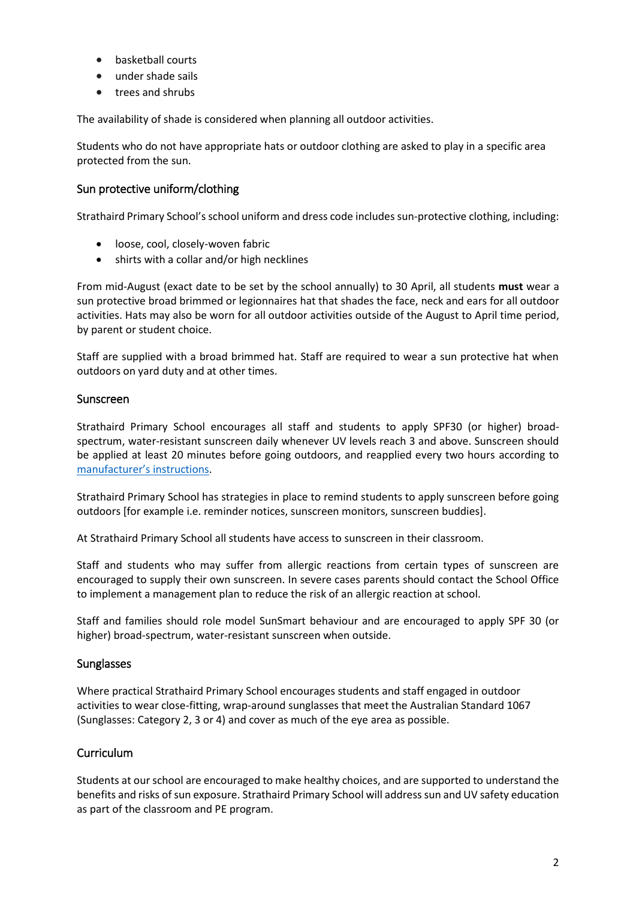- basketball courts
- under shade sails
- trees and shrubs

The availability of shade is considered when planning all outdoor activities.

Students who do not have appropriate hats or outdoor clothing are asked to play in a specific area protected from the sun.

## Sun protective uniform/clothing

Strathaird Primary School's school uniform and dress code includes sun-protective clothing, including:

- loose, cool, closely-woven fabric
- shirts with a collar and/or high necklines

From mid-August (exact date to be set by the school annually) to 30 April, all students **must** wear a sun protective broad brimmed or legionnaires hat that shades the face, neck and ears for all outdoor activities. Hats may also be worn for all outdoor activities outside of the August to April time period, by parent or student choice.

Staff are supplied with a broad brimmed hat. Staff are required to wear a sun protective hat when outdoors on yard duty and at other times.

## Sunscreen

Strathaird Primary School encourages all staff and students to apply SPF30 (or higher) broad-spectrum, water-resistant sunscreen daily whenever UV levels reach 3 and above. Sunscreen should be applied at least 20 minutes before going outdoors, and reapplied every two hours according to [manufacturer's instructions](#).

Strathaird Primary School has strategies in place to remind students to apply sunscreen before going outdoors [for example i.e. reminder notices, sunscreen monitors, sunscreen buddies].

At Strathaird Primary School all students have access to sunscreen in their classroom.

Staff and students who may suffer from allergic reactions from certain types of sunscreen are encouraged to supply their own sunscreen. In severe cases parents should contact the School Office to implement a management plan to reduce the risk of an allergic reaction at school.

Staff and families should role model SunSmart behaviour and are encouraged to apply SPF 30 (or higher) broad-spectrum, water-resistant sunscreen when outside.

## Sunglasses

Where practical Strathaird Primary School encourages students and staff engaged in outdoor activities to wear close-fitting, wrap-around sunglasses that meet the Australian Standard 1067 (Sunglasses: Category 2, 3 or 4) and cover as much of the eye area as possible.

## Curriculum

Students at our school are encouraged to make healthy choices, and are supported to understand the benefits and risks of sun exposure. Strathaird Primary School will address sun and UV safety education as part of the classroom and PE program.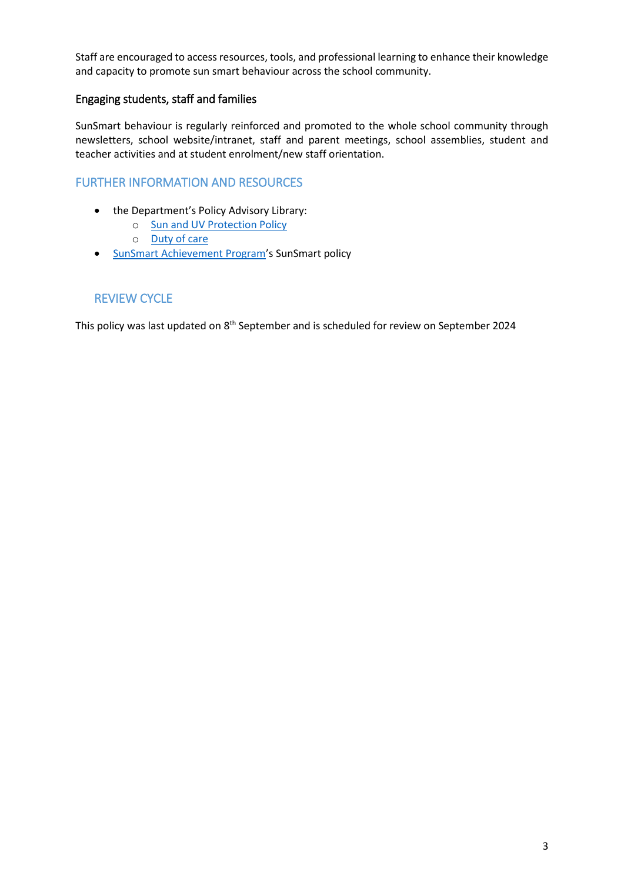Staff are encouraged to access resources, tools, and professional learning to enhance their knowledge and capacity to promote sun smart behaviour across the school community.

### Engaging students, staff and families

SunSmart behaviour is regularly reinforced and promoted to the whole school community through newsletters, school website/intranet, staff and parent meetings, school assemblies, student and teacher activities and at student enrolment/new staff orientation.

## FURTHER INFORMATION AND RESOURCES

- the Department's Policy Advisory Library:
  - Sun and UV Protection Policy
  - Duty of care
- SunSmart Achievement Program's SunSmart policy

## REVIEW CYCLE

This policy was last updated on 8th September and is scheduled for review on September 2024